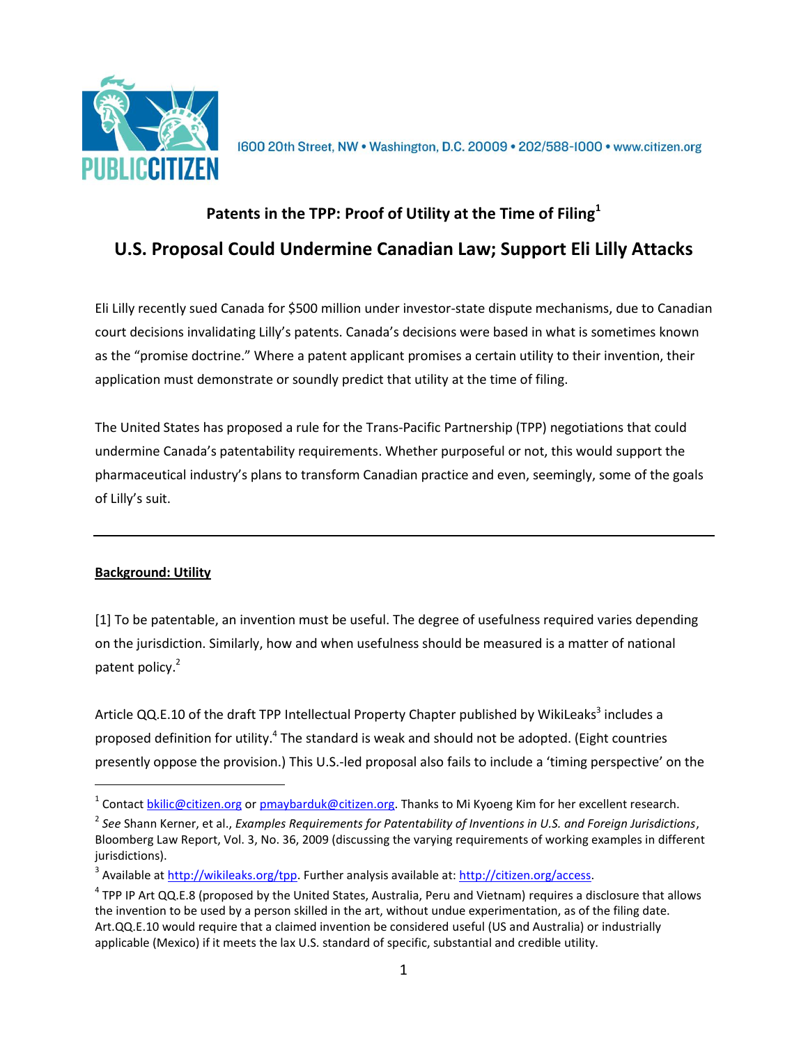PUBLIC CITIZEN

1600 20th Street, NW • Washington, D.C. 20009 • 202/588-1000 • www.citizen.org

# Patents in the TPP: Proof of Utility at the Time of Filing[1]

## U.S. Proposal Could Undermine Canadian Law; Support Eli Lilly Attacks

Eli Lilly recently sued Canada for $500 million under investor-state dispute mechanisms, due to Canadian court decisions invalidating Lilly's patents. Canada's decisions were based in what is sometimes known as the "promise doctrine." Where a patent applicant promises a certain utility to their invention, their application must demonstrate or soundly predict that utility at the time of filing.

The United States has proposed a rule for the Trans-Pacific Partnership (TPP) negotiations that could undermine Canada's patentability requirements. Whether purposeful or not, this would support the pharmaceutical industry's plans to transform Canadian practice and even, seemingly, some of the goals of Lilly's suit.

---

**Background: Utility**

[1] To be patentable, an invention must be useful. The degree of usefulness required varies depending on the jurisdiction. Similarly, how and when usefulness should be measured is a matter of national patent policy.[2]

Article QQ.E.10 of the draft TPP Intellectual Property Chapter published by WikiLeaks[3] includes a proposed definition for utility.[4] The standard is weak and should not be adopted. (Eight countries presently oppose the provision.) This U.S.-led proposal also fails to include a 'timing perspective' on the

---

[1] Contact bkilic@citizen.org or pmaybarduk@citizen.org. Thanks to Mi Kyoeng Kim for her excellent research.

[2] *See* Shann Kerner, et al., *Examples Requirements for Patentability of Inventions in U.S. and Foreign Jurisdictions*, Bloomberg Law Report, Vol. 3, No. 36, 2009 (discussing the varying requirements of working examples in different jurisdictions).

[3] Available at http://wikileaks.org/tpp. Further analysis available at: http://citizen.org/access.

[4] TPP IP Art QQ.E.8 (proposed by the United States, Australia, Peru and Vietnam) requires a disclosure that allows the invention to be used by a person skilled in the art, without undue experimentation, as of the filing date. Art.QQ.E.10 would require that a claimed invention be considered useful (US and Australia) or industrially applicable (Mexico) if it meets the lax U.S. standard of specific, substantial and credible utility.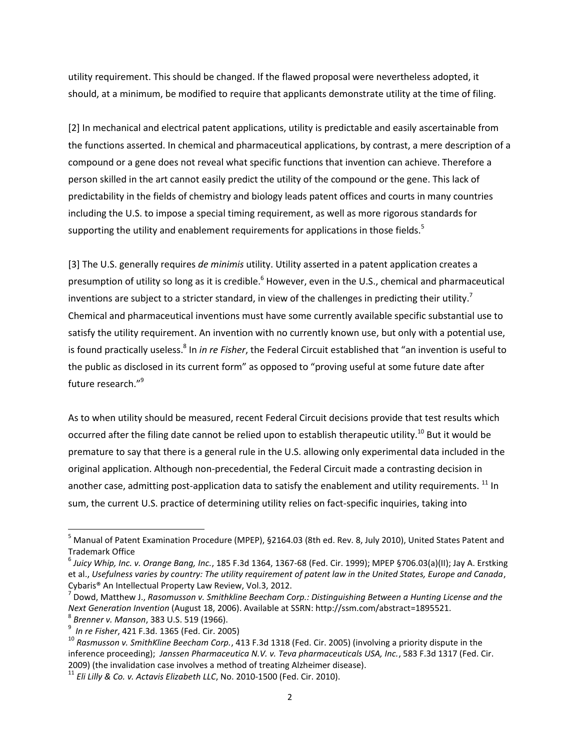utility requirement. This should be changed. If the flawed proposal were nevertheless adopted, it should, at a minimum, be modified to require that applicants demonstrate utility at the time of filing.

[2] In mechanical and electrical patent applications, utility is predictable and easily ascertainable from the functions asserted. In chemical and pharmaceutical applications, by contrast, a mere description of a compound or a gene does not reveal what specific functions that invention can achieve. Therefore a person skilled in the art cannot easily predict the utility of the compound or the gene. This lack of predictability in the fields of chemistry and biology leads patent offices and courts in many countries including the U.S. to impose a special timing requirement, as well as more rigorous standards for supporting the utility and enablement requirements for applications in those fields.[5]

[3] The U.S. generally requires *de minimis* utility. Utility asserted in a patent application creates a presumption of utility so long as it is credible.[6] However, even in the U.S., chemical and pharmaceutical inventions are subject to a stricter standard, in view of the challenges in predicting their utility.[7] Chemical and pharmaceutical inventions must have some currently available specific substantial use to satisfy the utility requirement. An invention with no currently known use, but only with a potential use, is found practically useless.[8] In *in re Fisher*, the Federal Circuit established that "an invention is useful to the public as disclosed in its current form" as opposed to "proving useful at some future date after future research."[9]

As to when utility should be measured, recent Federal Circuit decisions provide that test results which occurred after the filing date cannot be relied upon to establish therapeutic utility.[10] But it would be premature to say that there is a general rule in the U.S. allowing only experimental data included in the original application. Although non-precedential, the Federal Circuit made a contrasting decision in another case, admitting post-application data to satisfy the enablement and utility requirements. [11] In sum, the current U.S. practice of determining utility relies on fact-specific inquiries, taking into

---

[5] Manual of Patent Examination Procedure (MPEP), §2164.03 (8th ed. Rev. 8, July 2010), United States Patent and Trademark Office

[6] *Juicy Whip, Inc. v. Orange Bang, Inc.*, 185 F.3d 1364, 1367-68 (Fed. Cir. 1999); MPEP §706.03(a)(II); Jay A. Erstking et al., *Usefulness varies by country: The utility requirement of patent law in the United States, Europe and Canada*, Cybaris® An Intellectual Property Law Review, Vol.3, 2012.

[7] Dowd, Matthew J., *Rasomusson v. Smithkline Beecham Corp.: Distinguishing Between a Hunting License and the Next Generation Invention* (August 18, 2006). Available at SSRN: http://ssrn.com/abstract=1895521.

[8] *Brenner v. Manson*, 383 U.S. 519 (1966).

[9] *In re Fisher*, 421 F.3d. 1365 (Fed. Cir. 2005)

[10] *Rasmusson v. SmithKline Beecham Corp.*, 413 F.3d 1318 (Fed. Cir. 2005) (involving a priority dispute in the inference proceeding); *Janssen Pharmaceutica N.V. v. Teva pharmaceuticals USA, Inc.*, 583 F.3d 1317 (Fed. Cir. 2009) (the invalidation case involves a method of treating Alzheimer disease).

[11] *Eli Lilly & Co. v. Actavis Elizabeth LLC*, No. 2010-1500 (Fed. Cir. 2010).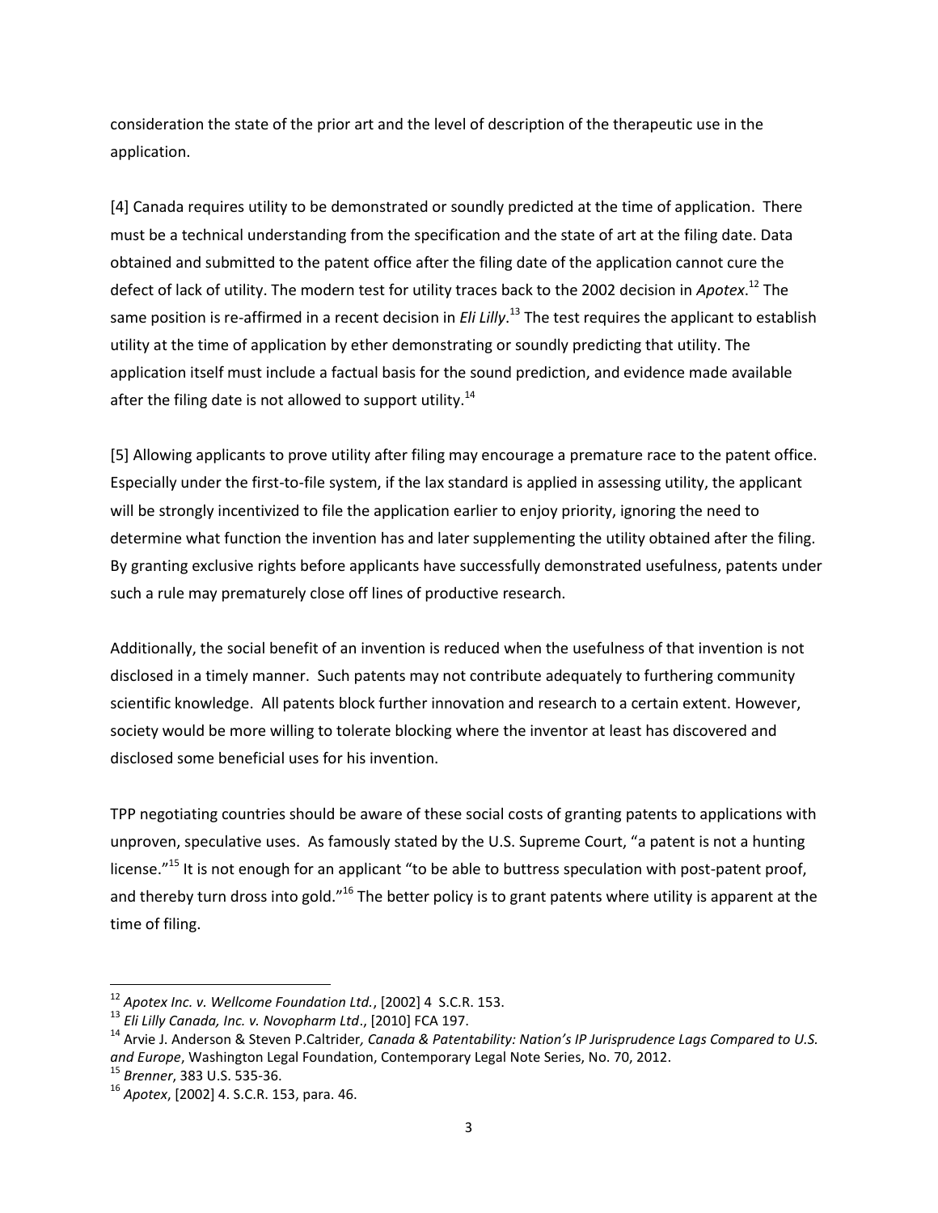consideration the state of the prior art and the level of description of the therapeutic use in the application.

[4] Canada requires utility to be demonstrated or soundly predicted at the time of application. There must be a technical understanding from the specification and the state of art at the filing date. Data obtained and submitted to the patent office after the filing date of the application cannot cure the defect of lack of utility. The modern test for utility traces back to the 2002 decision in *Apotex*.[12] The same position is re-affirmed in a recent decision in *Eli Lilly*.[13] The test requires the applicant to establish utility at the time of application by ether demonstrating or soundly predicting that utility. The application itself must include a factual basis for the sound prediction, and evidence made available after the filing date is not allowed to support utility.[14]

[5] Allowing applicants to prove utility after filing may encourage a premature race to the patent office. Especially under the first-to-file system, if the lax standard is applied in assessing utility, the applicant will be strongly incentivized to file the application earlier to enjoy priority, ignoring the need to determine what function the invention has and later supplementing the utility obtained after the filing. By granting exclusive rights before applicants have successfully demonstrated usefulness, patents under such a rule may prematurely close off lines of productive research.

Additionally, the social benefit of an invention is reduced when the usefulness of that invention is not disclosed in a timely manner. Such patents may not contribute adequately to furthering community scientific knowledge. All patents block further innovation and research to a certain extent. However, society would be more willing to tolerate blocking where the inventor at least has discovered and disclosed some beneficial uses for his invention.

TPP negotiating countries should be aware of these social costs of granting patents to applications with unproven, speculative uses. As famously stated by the U.S. Supreme Court, "a patent is not a hunting license."[15] It is not enough for an applicant "to be able to buttress speculation with post-patent proof, and thereby turn dross into gold."[16] The better policy is to grant patents where utility is apparent at the time of filing.

---

[12] *Apotex Inc. v. Wellcome Foundation Ltd.*, [2002] 4 S.C.R. 153.

[13] *Eli Lilly Canada, Inc. v. Novopharm Ltd*., [2010] FCA 197.

[14] Arvie J. Anderson & Steven P.Caltrider*, Canada & Patentability: Nation's IP Jurisprudence Lags Compared to U.S. and Europe*, Washington Legal Foundation, Contemporary Legal Note Series, No. 70, 2012.

[15] *Brenner*, 383 U.S. 535-36.

[16] *Apotex*, [2002] 4. S.C.R. 153, para. 46.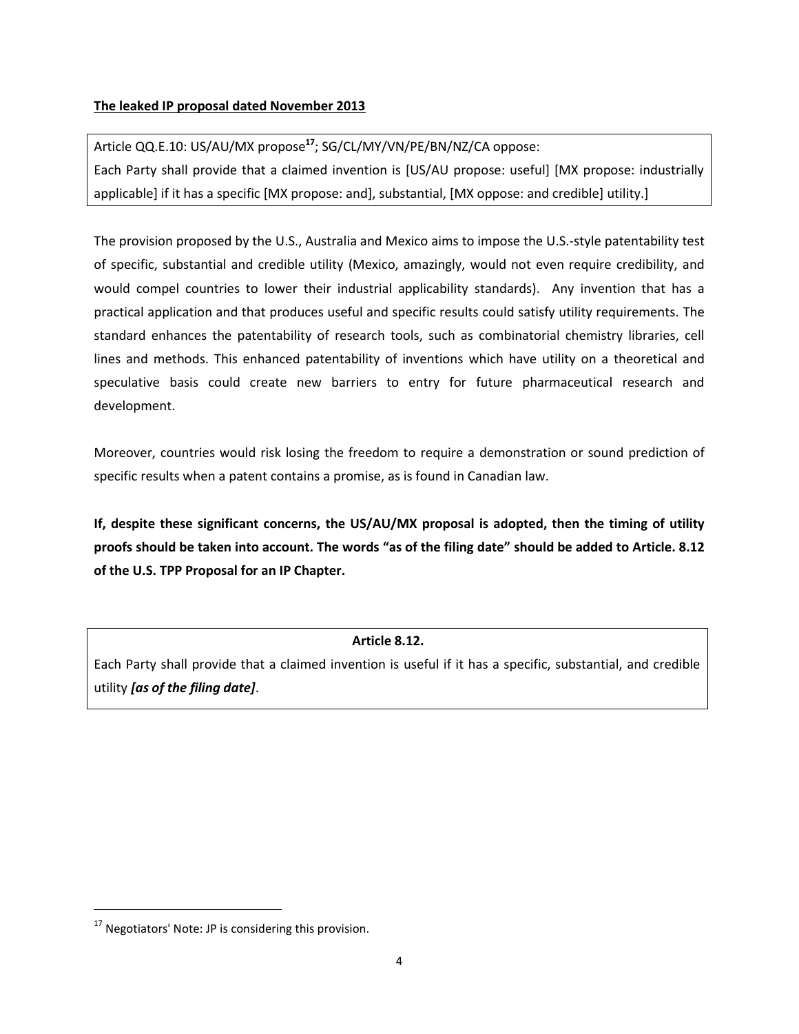**The leaked IP proposal dated November 2013**

> Article QQ.E.10: US/AU/MX propose[17]; SG/CL/MY/VN/PE/BN/NZ/CA oppose:
> Each Party shall provide that a claimed invention is [US/AU propose: useful] [MX propose: industrially applicable] if it has a specific [MX propose: and], substantial, [MX oppose: and credible] utility.]

The provision proposed by the U.S., Australia and Mexico aims to impose the U.S.-style patentability test of specific, substantial and credible utility (Mexico, amazingly, would not even require credibility, and would compel countries to lower their industrial applicability standards). Any invention that has a practical application and that produces useful and specific results could satisfy utility requirements. The standard enhances the patentability of research tools, such as combinatorial chemistry libraries, cell lines and methods. This enhanced patentability of inventions which have utility on a theoretical and speculative basis could create new barriers to entry for future pharmaceutical research and development.

Moreover, countries would risk losing the freedom to require a demonstration or sound prediction of specific results when a patent contains a promise, as is found in Canadian law.

**If, despite these significant concerns, the US/AU/MX proposal is adopted, then the timing of utility proofs should be taken into account. The words "as of the filing date" should be added to Article. 8.12 of the U.S. TPP Proposal for an IP Chapter.**

> **Article 8.12.**
>
> Each Party shall provide that a claimed invention is useful if it has a specific, substantial, and credible utility ***[as of the filing date]***.

[17] Negotiators' Note: JP is considering this provision.